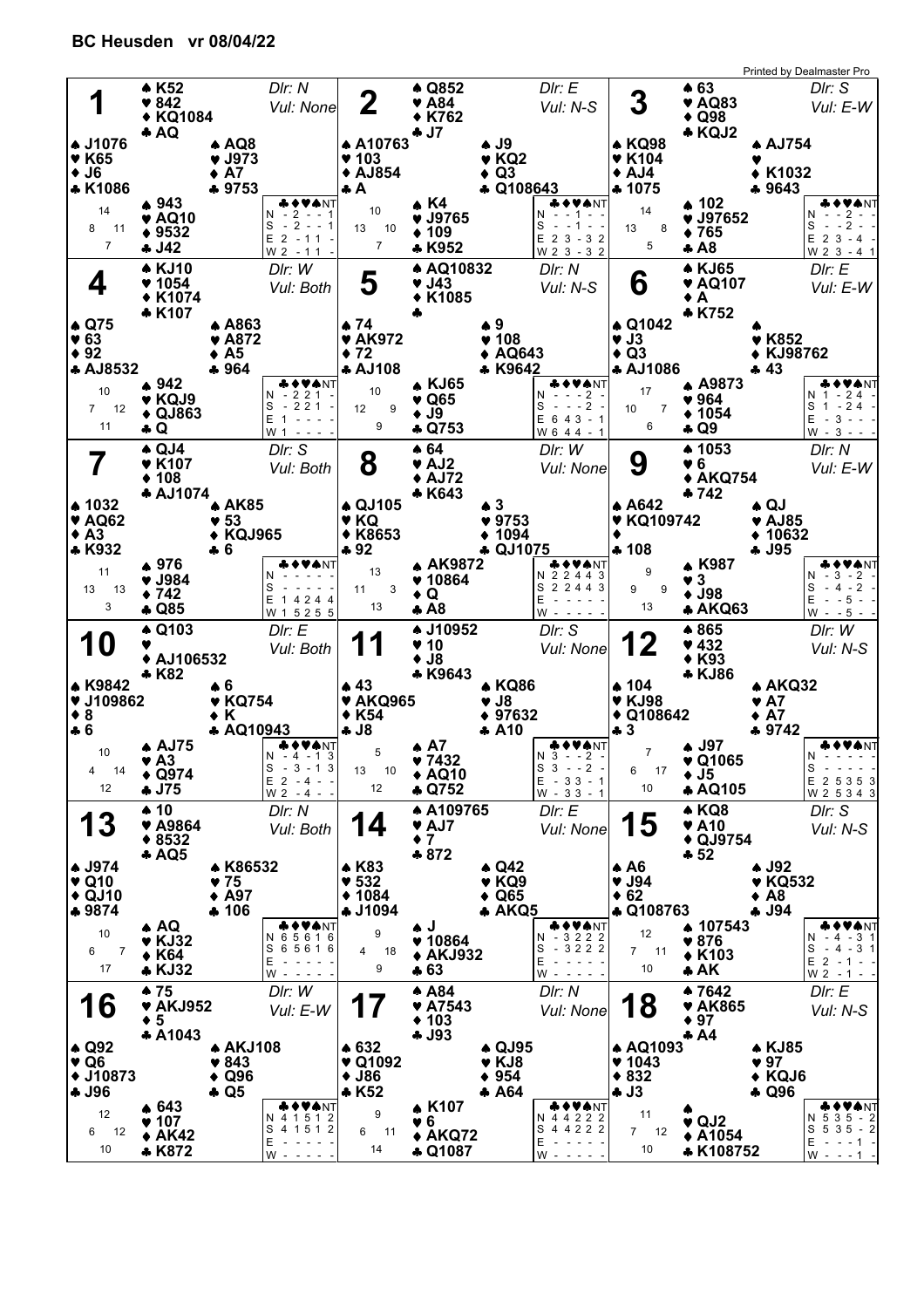## BC Heusden vr 08/04/22

Printed by Dealmaster Pro

### Board 1
Dlr: N — Vul: None

North: ♠ K52 ♥ 842 ♦ KQ1084 ♣ AQ
West: ♠ J1076 ♥ K65 ♦ J6 ♣ K1086
East: ♠ AQ8 ♥ J973 ♦ A7 ♣ 9753
South: ♠ 943 ♥ AQ10 ♦ 9532 ♣ J42

HCP: N 14, W 8, E 11, S 7

| | ♣ | ♦ | ♥ | ♠ | NT |
|---|---|---|---|---|---|
| N | - | 2 | - | - | 1 |
| S | - | 2 | - | - | 1 |
| E | 2 | - | 1 | 1 | - |
| W | 2 | - | 1 | 1 | - |

### Board 2
Dlr: E — Vul: N-S

North: ♠ Q852 ♥ A84 ♦ K762 ♣ J7
West: ♠ A10763 ♥ 103 ♦ AJ854 ♣ A
East: ♠ J9 ♥ KQ2 ♦ Q3 ♣ Q108643
South: ♠ K4 ♥ J9765 ♦ 109 ♣ K952

HCP: N 10, W 13, E 10, S 7

| | ♣ | ♦ | ♥ | ♠ | NT |
|---|---|---|---|---|---|
| N | - | - | 1 | - | - |
| S | - | - | 1 | - | - |
| E | 2 | 3 | - | 3 | 2 |
| W | 2 | 3 | - | 3 | 2 |

### Board 3
Dlr: S — Vul: E-W

North: ♠ 63 ♥ AQ83 ♦ Q98 ♣ KQJ2
West: ♠ KQ98 ♥ K104 ♦ AJ4 ♣ 1075
East: ♠ AJ754 ♥ — ♦ K1032 ♣ 9643
South: ♠ 102 ♥ J97652 ♦ 765 ♣ A8

HCP: N 14, W 13, E 8, S 5

| | ♣ | ♦ | ♥ | ♠ | NT |
|---|---|---|---|---|---|
| N | - | - | 2 | - | - |
| S | - | - | 2 | - | - |
| E | 2 | 3 | - | 4 | - |
| W | 2 | 3 | - | 4 | 1 |

### Board 4
Dlr: W — Vul: Both

North: ♠ KJ10 ♥ 1054 ♦ K1074 ♣ K107
West: ♠ Q75 ♥ 63 ♦ 92 ♣ AJ8532
East: ♠ A863 ♥ A872 ♦ A5 ♣ 964
South: ♠ 942 ♥ KQJ9 ♦ QJ863 ♣ Q

HCP: N 10, W 7, E 12, S 11

| | ♣ | ♦ | ♥ | ♠ | NT |
|---|---|---|---|---|---|
| N | - | 2 | 2 | 1 | - |
| S | - | 2 | 2 | 1 | - |
| E | 1 | - | - | - | - |
| W | 1 | - | - | - | - |

### Board 5
Dlr: N — Vul: N-S

North: ♠ AQ10832 ♥ J43 ♦ K1085 ♣ —
West: ♠ 74 ♥ AK972 ♦ 72 ♣ AJ108
East: ♠ 9 ♥ 108 ♦ AQ643 ♣ K9642
South: ♠ KJ65 ♥ Q65 ♦ J9 ♣ Q753

HCP: N 10, W 12, E 9, S 9

| | ♣ | ♦ | ♥ | ♠ | NT |
|---|---|---|---|---|---|
| N | - | - | - | 2 | - |
| S | - | - | - | 2 | - |
| E | 6 | 4 | 3 | - | 1 |
| W | 6 | 4 | 4 | - | 1 |

### Board 6
Dlr: E — Vul: E-W

North: ♠ KJ65 ♥ AQ107 ♦ A ♣ K752
West: ♠ Q1042 ♥ J3 ♦ Q3 ♣ AJ1086
East: ♠ — ♥ K852 ♦ KJ98762 ♣ 43
South: ♠ A9873 ♥ 964 ♦ 1054 ♣ Q9

HCP: N 17, W 10, E 7, S 6

| | ♣ | ♦ | ♥ | ♠ | NT |
|---|---|---|---|---|---|
| N | 1 | - | 2 | 4 | - |
| S | 1 | - | 2 | 4 | - |
| E | - | 3 | - | - | - |
| W | - | 3 | - | - | - |

### Board 7
Dlr: S — Vul: Both

North: ♠ QJ4 ♥ K107 ♦ 108 ♣ AJ1074
West: ♠ 1032 ♥ AQ62 ♦ A3 ♣ K932
East: ♠ AK85 ♥ 53 ♦ KQJ965 ♣ 6
South: ♠ 976 ♥ J984 ♦ 742 ♣ Q85

HCP: N 11, W 13, E 13, S 3

| | ♣ | ♦ | ♥ | ♠ | NT |
|---|---|---|---|---|---|
| N | - | - | - | - | - |
| S | - | - | - | - | - |
| E | 1 | 4 | 2 | 4 | 4 |
| W | 1 | 5 | 2 | 5 | 5 |

### Board 8
Dlr: W — Vul: None

North: ♠ 64 ♥ AJ2 ♦ AJ72 ♣ K643
West: ♠ QJ105 ♥ KQ ♦ K8653 ♣ 92
East: ♠ 3 ♥ 9753 ♦ 1094 ♣ QJ1075
South: ♠ AK9872 ♥ 10864 ♦ Q ♣ A8

HCP: N 13, W 11, E 3, S 13

| | ♣ | ♦ | ♥ | ♠ | NT |
|---|---|---|---|---|---|
| N | 2 | 2 | 4 | 4 | 3 |
| S | 2 | 2 | 4 | 4 | 3 |
| E | - | - | - | - | - |
| W | - | - | - | - | - |

### Board 9
Dlr: N — Vul: E-W

North: ♠ 1053 ♥ 6 ♦ AKQ754 ♣ 742
West: ♠ A642 ♥ KQ109742 ♦ — ♣ 108
East: ♠ QJ ♥ AJ85 ♦ 10632 ♣ J95
South: ♠ K987 ♥ 3 ♦ J98 ♣ AKQ63

HCP: N 9, W 9, E 9, S 13

| | ♣ | ♦ | ♥ | ♠ | NT |
|---|---|---|---|---|---|
| N | - | 3 | - | 2 | - |
| S | - | 4 | - | 2 | - |
| E | - | - | 5 | - | - |
| W | - | - | 5 | - | - |

### Board 10
Dlr: E — Vul: Both

North: ♠ Q103 ♥ — ♦ AJ106532 ♣ K82
West: ♠ K9842 ♥ J109862 ♦ 8 ♣ 6
East: ♠ 6 ♥ KQ754 ♦ K ♣ AQ10943
South: ♠ AJ75 ♥ A3 ♦ Q974 ♣ J75

HCP: N 10, W 4, E 14, S 12

| | ♣ | ♦ | ♥ | ♠ | NT |
|---|---|---|---|---|---|
| N | - | 4 | - | 1 | 3 |
| S | - | 3 | - | 1 | 3 |
| E | 2 | - | 4 | - | - |
| W | 2 | - | 4 | - | - |

### Board 11
Dlr: S — Vul: None

North: ♠ J10952 ♥ 10 ♦ J8 ♣ K9643
West: ♠ 43 ♥ AKQ965 ♦ K54 ♣ J8
East: ♠ KQ86 ♥ J8 ♦ 97632 ♣ A10
South: ♠ A7 ♥ 7432 ♦ AQ10 ♣ Q752

HCP: N 5, W 13, E 10, S 12

| | ♣ | ♦ | ♥ | ♠ | NT |
|---|---|---|---|---|---|
| N | 3 | - | - | 2 | - |
| S | 3 | - | - | 2 | - |
| E | - | 3 | 3 | - | 1 |
| W | - | 3 | 3 | - | 1 |

### Board 12
Dlr: W — Vul: N-S

North: ♠ 865 ♥ 432 ♦ K93 ♣ KJ86
West: ♠ 104 ♥ KJ98 ♦ Q108642 ♣ 3
East: ♠ AKQ32 ♥ A7 ♦ A7 ♣ 9742
South: ♠ J97 ♥ Q1065 ♦ J5 ♣ AQ105

HCP: N 7, W 6, E 17, S 10

| | ♣ | ♦ | ♥ | ♠ | NT |
|---|---|---|---|---|---|
| N | - | - | - | - | - |
| S | - | - | - | - | - |
| E | 2 | 5 | 3 | 5 | 3 |
| W | 2 | 5 | 3 | 4 | 3 |

### Board 13
Dlr: N — Vul: Both

North: ♠ 10 ♥ A9864 ♦ 8532 ♣ AQ5
West: ♠ J974 ♥ Q10 ♦ QJ10 ♣ 9874
East: ♠ K86532 ♥ 75 ♦ A97 ♣ 106
South: ♠ AQ ♥ KJ32 ♦ K64 ♣ KJ32

HCP: N 10, W 6, E 7, S 17

| | ♣ | ♦ | ♥ | ♠ | NT |
|---|---|---|---|---|---|
| N | 6 | 5 | 6 | 1 | 6 |
| S | 6 | 5 | 6 | 1 | 6 |
| E | - | - | - | - | - |
| W | - | - | - | - | - |

### Board 14
Dlr: E — Vul: None

North: ♠ A109765 ♥ AJ7 ♦ 7 ♣ 872
West: ♠ K83 ♥ 532 ♦ 1084 ♣ J1094
East: ♠ Q42 ♥ KQ9 ♦ Q65 ♣ AKQ5
South: ♠ J ♥ 10864 ♦ AKJ932 ♣ 63

HCP: N 9, W 4, E 18, S 9

| | ♣ | ♦ | ♥ | ♠ | NT |
|---|---|---|---|---|---|
| N | - | 3 | 2 | 2 | 2 |
| S | - | 3 | 2 | 2 | 2 |
| E | - | - | - | - | - |
| W | - | - | - | - | - |

### Board 15
Dlr: S — Vul: N-S

North: ♠ KQ8 ♥ A10 ♦ QJ9754 ♣ 52
West: ♠ A6 ♥ J94 ♦ 62 ♣ Q108763
East: ♠ J92 ♥ KQ532 ♦ A8 ♣ J94
South: ♠ 107543 ♥ 876 ♦ K103 ♣ AK

HCP: N 12, W 7, E 11, S 10

| | ♣ | ♦ | ♥ | ♠ | NT |
|---|---|---|---|---|---|
| N | - | 4 | - | 3 | 1 |
| S | - | 4 | - | 3 | 1 |
| E | 2 | - | 1 | - | - |
| W | 2 | - | 1 | - | - |

### Board 16
Dlr: W — Vul: E-W

North: ♠ 75 ♥ AKJ952 ♦ 5 ♣ A1043
West: ♠ Q92 ♥ Q6 ♦ J10873 ♣ J96
East: ♠ AKJ108 ♥ 843 ♦ Q96 ♣ Q5
South: ♠ 643 ♥ 107 ♦ AK42 ♣ K872

HCP: N 12, W 6, E 12, S 10

| | ♣ | ♦ | ♥ | ♠ | NT |
|---|---|---|---|---|---|
| N | 4 | 1 | 5 | 1 | 2 |
| S | 4 | 1 | 5 | 1 | 2 |
| E | - | - | - | - | - |
| W | - | - | - | - | - |

### Board 17
Dlr: N — Vul: None

North: ♠ A84 ♥ A7543 ♦ 103 ♣ J93
West: ♠ 632 ♥ Q1092 ♦ J86 ♣ K52
East: ♠ QJ95 ♥ KJ8 ♦ 954 ♣ A64
South: ♠ K107 ♥ 6 ♦ AKQ72 ♣ Q1087

HCP: N 9, W 6, E 11, S 14

| | ♣ | ♦ | ♥ | ♠ | NT |
|---|---|---|---|---|---|
| N | 4 | 4 | 2 | 2 | 2 |
| S | 4 | 4 | 2 | 2 | 2 |
| E | - | - | - | - | - |
| W | - | - | - | - | - |

### Board 18
Dlr: E — Vul: N-S

North: ♠ 7642 ♥ AK865 ♦ 97 ♣ A4
West: ♠ AQ1093 ♥ 1043 ♦ 832 ♣ J3
East: ♠ KJ85 ♥ 97 ♦ KQJ6 ♣ Q96
South: ♠ — ♥ QJ2 ♦ A1054 ♣ K108752

HCP: N 11, W 7, E 12, S 10

| | ♣ | ♦ | ♥ | ♠ | NT |
|---|---|---|---|---|---|
| N | 5 | 3 | 5 | - | 2 |
| S | 5 | 3 | 5 | - | 2 |
| E | - | - | - | 1 | - |
| W | - | - | - | 1 | - |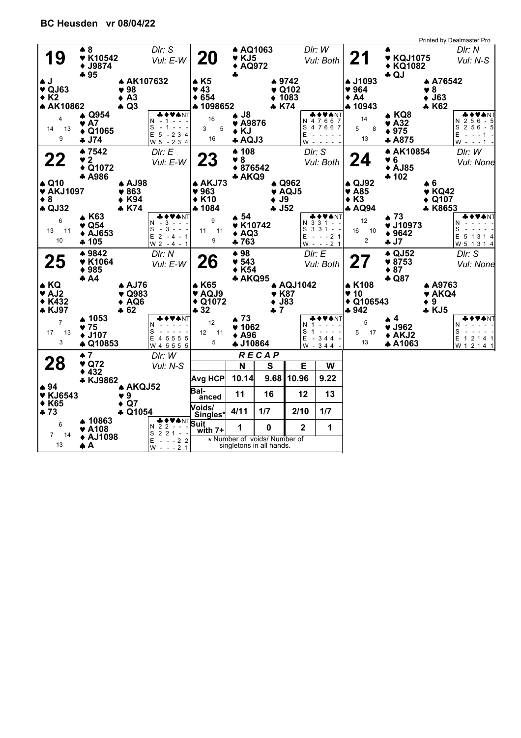# BC Heusden vr 08/04/22

Printed by Dealmaster Pro

## Board 19

Dlr: S, Vul: E-W

North: ♠ 8 ♥ K10542 ♦ J9874 ♣ 95

West: ♠ J ♥ QJ63 ♦ K2 ♣ AK10862

East: ♠ AK107632 ♥ 98 ♦ A3 ♣ Q3

South: ♠ Q954 ♥ A7 ♦ Q1065 ♣ J74

HCP: N 4, W 14, E 13, S 9

| | ♣ | ♦ | ♥ | ♠ | NT |
|---|---|---|---|---|---|
| N | - | 1 | - | - | - |
| S | - | 1 | - | - | - |
| E | 5 | - | 2 | 3 | 4 |
| W | 5 | - | 2 | 3 | 4 |

## Board 20

Dlr: W, Vul: Both

North: ♠ AQ1063 ♥ KJ5 ♦ AQ972 ♣

West: ♠ K5 ♥ 43 ♦ 654 ♣ 1098652

East: ♠ 9742 ♥ Q102 ♦ 1083 ♣ K74

South: ♠ J8 ♥ A9876 ♦ KJ ♣ AQJ3

HCP: N 16, W 3, E 5, S 16

| | ♣ | ♦ | ♥ | ♠ | NT |
|---|---|---|---|---|---|
| N | 4 | 7 | 6 | 6 | 7 |
| S | 4 | 7 | 6 | 6 | 7 |
| E | - | - | - | - | - |
| W | - | - | - | - | - |

## Board 21

Dlr: N, Vul: N-S

North: ♠ ♥ KQJ1075 ♦ KQ1082 ♣ QJ

West: ♠ J1093 ♥ 964 ♦ A4 ♣ 10943

East: ♠ A76542 ♥ 8 ♦ J63 ♣ K62

South: ♠ KQ8 ♥ A32 ♦ 975 ♣ A875

HCP: N 14, W 5, E 8, S 13

| | ♣ | ♦ | ♥ | ♠ | NT |
|---|---|---|---|---|---|
| N | 2 | 5 | 6 | - | 5 |
| S | 2 | 5 | 6 | - | 5 |
| E | - | - | - | 1 | - |
| W | - | - | - | 1 | - |

## Board 22

Dlr: E, Vul: E-W

North: ♠ 7542 ♥ 2 ♦ Q1072 ♣ A986

West: ♠ Q10 ♥ AKJ1097 ♦ 8 ♣ QJ32

East: ♠ AJ98 ♥ 863 ♦ K94 ♣ K74

South: ♠ K63 ♥ Q54 ♦ AJ653 ♣ 105

HCP: N 6, W 13, E 11, S 10

| | ♣ | ♦ | ♥ | ♠ | NT |
|---|---|---|---|---|---|
| N | - | 3 | - | - | - |
| S | - | 3 | - | - | - |
| E | 2 | - | 4 | - | 1 |
| W | 2 | - | 4 | - | 1 |

## Board 23

Dlr: S, Vul: Both

North: ♠ 108 ♥ 8 ♦ 876542 ♣ AKQ9

West: ♠ AKJ73 ♥ 963 ♦ K10 ♣ 1084

East: ♠ Q962 ♥ AQJ5 ♦ J9 ♣ J52

South: ♠ 54 ♥ K10742 ♦ AQ3 ♣ 763

HCP: N 9, W 11, E 11, S 9

| | ♣ | ♦ | ♥ | ♠ | NT |
|---|---|---|---|---|---|
| N | 3 | 3 | 1 | - | - |
| S | 3 | 3 | 1 | - | - |
| E | - | - | - | 2 | 1 |
| W | - | - | - | 2 | 1 |

## Board 24

Dlr: W, Vul: None

North: ♠ AK10854 ♥ 6 ♦ AJ85 ♣ 102

West: ♠ QJ92 ♥ A85 ♦ K3 ♣ AQ94

East: ♠ 6 ♥ KQ42 ♦ Q107 ♣ K8653

South: ♠ 73 ♥ J10973 ♦ 9642 ♣ J7

HCP: N 12, W 16, E 10, S 2

| | ♣ | ♦ | ♥ | ♠ | NT |
|---|---|---|---|---|---|
| N | - | - | - | - | - |
| S | - | - | - | - | - |
| E | 5 | 1 | 3 | 1 | 4 |
| W | 5 | 1 | 3 | 1 | 4 |

## Board 25

Dlr: N, Vul: E-W

North: ♠ 9842 ♥ K1064 ♦ 985 ♣ A4

West: ♠ KQ ♥ AJ2 ♦ K432 ♣ KJ97

East: ♠ AJ76 ♥ Q983 ♦ AQ6 ♣ 62

South: ♠ 1053 ♥ 75 ♦ J107 ♣ Q10853

HCP: N 7, W 17, E 13, S 3

| | ♣ | ♦ | ♥ | ♠ | NT |
|---|---|---|---|---|---|
| N | - | - | - | - | - |
| S | - | - | - | - | - |
| E | 4 | 5 | 5 | 5 | 5 |
| W | 4 | 5 | 5 | 5 | 5 |

## Board 26

Dlr: E, Vul: Both

North: ♠ 98 ♥ 543 ♦ K54 ♣ AKQ95

West: ♠ K65 ♥ AQJ9 ♦ Q1072 ♣ 32

East: ♠ AQJ1042 ♥ K87 ♦ J83 ♣ 7

South: ♠ 73 ♥ 1062 ♦ A96 ♣ J10864

HCP: N 12, W 12, E 11, S 5

| | ♣ | ♦ | ♥ | ♠ | NT |
|---|---|---|---|---|---|
| N | 1 | - | - | - | - |
| S | 1 | - | - | - | - |
| E | - | 3 | 4 | 4 | - |
| W | - | 3 | 4 | 4 | - |

## Board 27

Dlr: S, Vul: None

North: ♠ QJ52 ♥ 8753 ♦ 87 ♣ Q87

West: ♠ K108 ♥ 10 ♦ Q106543 ♣ 942

East: ♠ A9763 ♥ AKQ4 ♦ 9 ♣ KJ5

South: ♠ 4 ♥ J962 ♦ AKJ2 ♣ A1063

HCP: N 5, W 5, E 17, S 13

| | ♣ | ♦ | ♥ | ♠ | NT |
|---|---|---|---|---|---|
| N | - | - | - | - | - |
| S | - | - | - | - | - |
| E | 1 | 2 | 1 | 4 | 1 |
| W | 1 | 2 | 1 | 4 | 1 |

## Board 28

Dlr: W, Vul: N-S

North: ♠ 7 ♥ Q72 ♦ 432 ♣ KJ9862

West: ♠ 94 ♥ KJ6543 ♦ K65 ♣ 73

East: ♠ AKQJ52 ♥ 9 ♦ Q7 ♣ Q1054

South: ♠ 10863 ♥ A108 ♦ AJ1098 ♣ A

HCP: N 6, W 7, E 14, S 13

| | ♣ | ♦ | ♥ | ♠ | NT |
|---|---|---|---|---|---|
| N | 2 | 2 | - | - | - |
| S | 2 | 2 | 1 | - | - |
| E | - | - | - | 2 | 2 |
| W | - | - | - | 2 | 1 |

## RECAP

| | N | S | E | W |
|---|---|---|---|---|
| Avg HCP | 10.14 | 9.68 | 10.96 | 9.22 |
| Balanced | 11 | 16 | 12 | 13 |
| Voids/ Singles* | 4/11 | 1/7 | 2/10 | 1/7 |
| Suit with 7+ | 1 | 0 | 2 | 1 |

\* Number of voids/ Number of singletons in all hands.